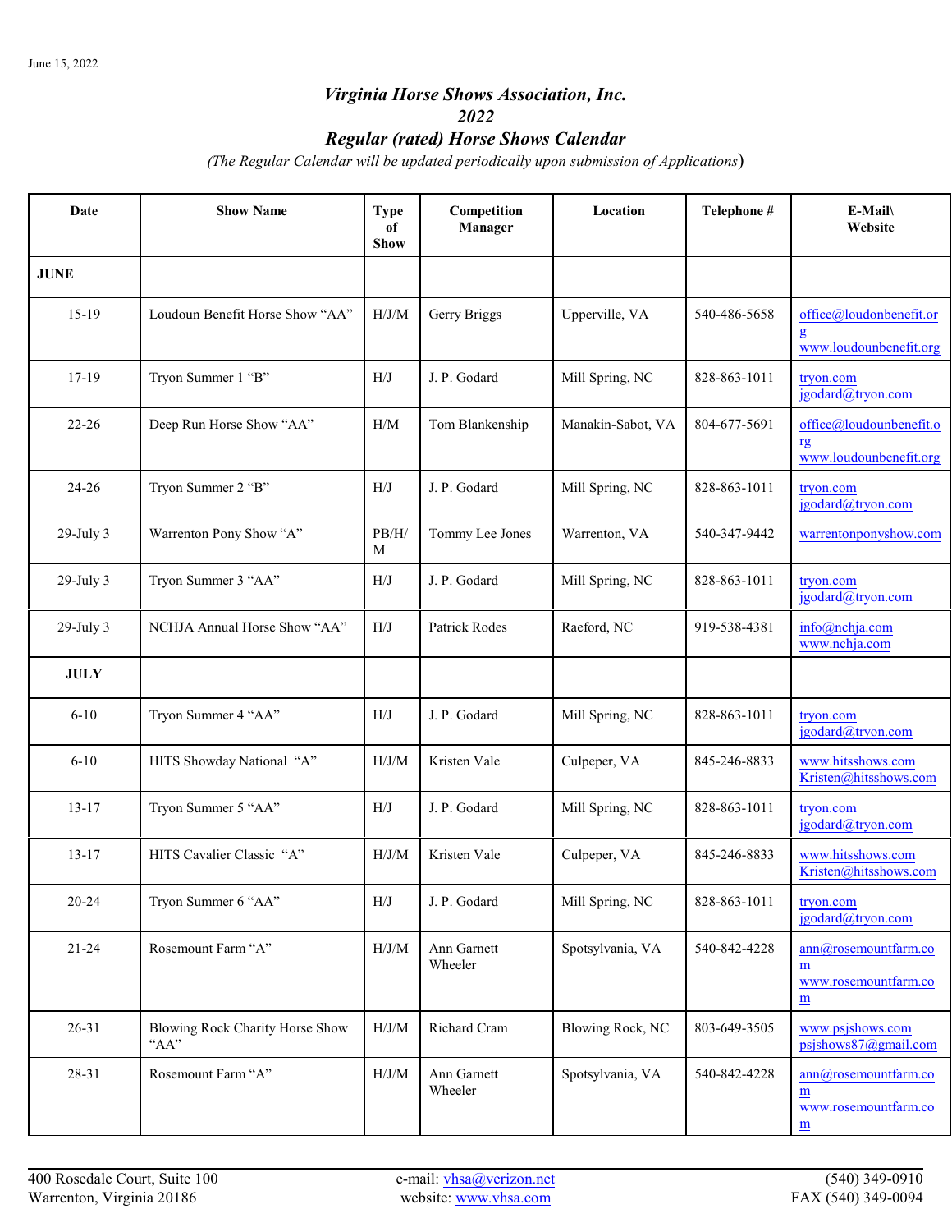June 15, 2022

# *Virginia Horse Shows Association, Inc.*
# *2022*
# *Regular (rated) Horse Shows Calendar*

*(The Regular Calendar will be updated periodically upon submission of Applications)*

| Date | Show Name | Type of Show | Competition Manager | Location | Telephone # | E-Mail\ Website |
|---|---|---|---|---|---|---|
| **JUNE** | | | | | | |
| 15-19 | Loudoun Benefit Horse Show "AA" | H/J/M | Gerry Briggs | Upperville, VA | 540-486-5658 | office@loudonbenefit.org www.loudounbenefit.org |
| 17-19 | Tryon Summer 1 "B" | H/J | J. P. Godard | Mill Spring, NC | 828-863-1011 | tryon.com jgodard@tryon.com |
| 22-26 | Deep Run Horse Show "AA" | H/M | Tom Blankenship | Manakin-Sabot, VA | 804-677-5691 | office@loudounbenefit.org www.loudounbenefit.org |
| 24-26 | Tryon Summer 2 "B" | H/J | J. P. Godard | Mill Spring, NC | 828-863-1011 | tryon.com jgodard@tryon.com |
| 29-July 3 | Warrenton Pony Show "A" | PB/H/M | Tommy Lee Jones | Warrenton, VA | 540-347-9442 | warrentonponyshow.com |
| 29-July 3 | Tryon Summer 3 "AA" | H/J | J. P. Godard | Mill Spring, NC | 828-863-1011 | tryon.com jgodard@tryon.com |
| 29-July 3 | NCHJA Annual Horse Show "AA" | H/J | Patrick Rodes | Raeford, NC | 919-538-4381 | info@nchja.com www.nchja.com |
| **JULY** | | | | | | |
| 6-10 | Tryon Summer 4 "AA" | H/J | J. P. Godard | Mill Spring, NC | 828-863-1011 | tryon.com jgodard@tryon.com |
| 6-10 | HITS Showday National "A" | H/J/M | Kristen Vale | Culpeper, VA | 845-246-8833 | www.hitsshows.com Kristen@hitsshows.com |
| 13-17 | Tryon Summer 5 "AA" | H/J | J. P. Godard | Mill Spring, NC | 828-863-1011 | tryon.com jgodard@tryon.com |
| 13-17 | HITS Cavalier Classic "A" | H/J/M | Kristen Vale | Culpeper, VA | 845-246-8833 | www.hitsshows.com Kristen@hitsshows.com |
| 20-24 | Tryon Summer 6 "AA" | H/J | J. P. Godard | Mill Spring, NC | 828-863-1011 | tryon.com jgodard@tryon.com |
| 21-24 | Rosemount Farm "A" | H/J/M | Ann Garnett Wheeler | Spotsylvania, VA | 540-842-4228 | ann@rosemountfarm.com www.rosemountfarm.com |
| 26-31 | Blowing Rock Charity Horse Show "AA" | H/J/M | Richard Cram | Blowing Rock, NC | 803-649-3505 | www.psjshows.com psjshows87@gmail.com |
| 28-31 | Rosemount Farm "A" | H/J/M | Ann Garnett Wheeler | Spotsylvania, VA | 540-842-4228 | ann@rosemountfarm.com www.rosemountfarm.com |

400 Rosedale Court, Suite 100
Warrenton, Virginia 20186

e-mail: vhsa@verizon.net
website: www.vhsa.com

(540) 349-0910
FAX (540) 349-0094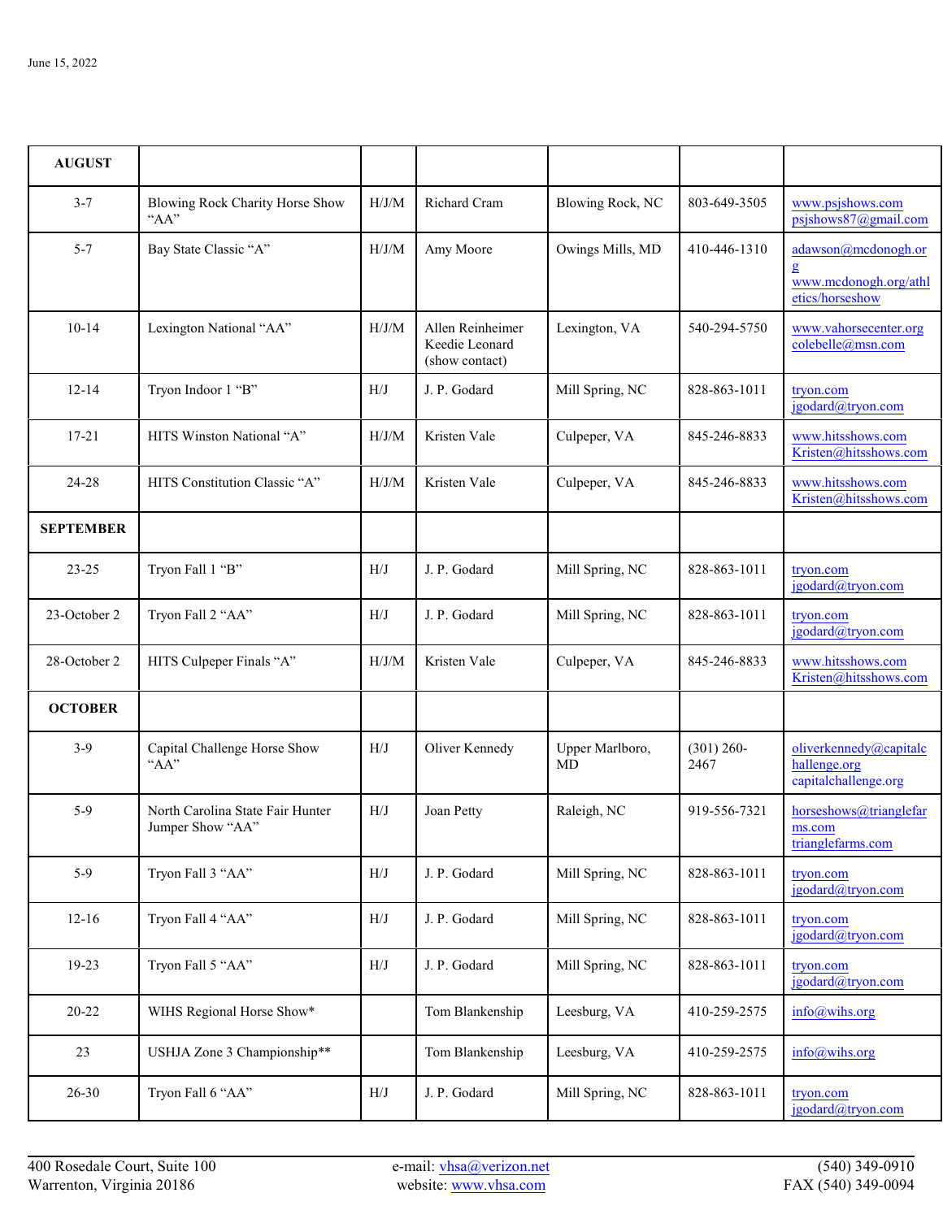June 15, 2022

| AUGUST | | | | | | |
|---|---|---|---|---|---|---|
| 3-7 | Blowing Rock Charity Horse Show "AA" | H/J/M | Richard Cram | Blowing Rock, NC | 803-649-3505 | www.psjshows.com psjshows87@gmail.com |
| 5-7 | Bay State Classic "A" | H/J/M | Amy Moore | Owings Mills, MD | 410-446-1310 | adawson@mcdonogh.org www.mcdonogh.org/athletics/horseshow |
| 10-14 | Lexington National "AA" | H/J/M | Allen Reinheimer Keedie Leonard (show contact) | Lexington, VA | 540-294-5750 | www.vahorsecenter.org colebelle@msn.com |
| 12-14 | Tryon Indoor 1 "B" | H/J | J. P. Godard | Mill Spring, NC | 828-863-1011 | tryon.com jgodard@tryon.com |
| 17-21 | HITS Winston National "A" | H/J/M | Kristen Vale | Culpeper, VA | 845-246-8833 | www.hitsshows.com Kristen@hitsshows.com |
| 24-28 | HITS Constitution Classic "A" | H/J/M | Kristen Vale | Culpeper, VA | 845-246-8833 | www.hitsshows.com Kristen@hitsshows.com |
| **SEPTEMBER** | | | | | | |
| 23-25 | Tryon Fall 1 "B" | H/J | J. P. Godard | Mill Spring, NC | 828-863-1011 | tryon.com jgodard@tryon.com |
| 23-October 2 | Tryon Fall 2 "AA" | H/J | J. P. Godard | Mill Spring, NC | 828-863-1011 | tryon.com jgodard@tryon.com |
| 28-October 2 | HITS Culpeper Finals "A" | H/J/M | Kristen Vale | Culpeper, VA | 845-246-8833 | www.hitsshows.com Kristen@hitsshows.com |
| **OCTOBER** | | | | | | |
| 3-9 | Capital Challenge Horse Show "AA" | H/J | Oliver Kennedy | Upper Marlboro, MD | (301) 260-2467 | oliverkennedy@capitalchallenge.org capitalchallenge.org |
| 5-9 | North Carolina State Fair Hunter Jumper Show "AA" | H/J | Joan Petty | Raleigh, NC | 919-556-7321 | horseshows@trianglefarms.com trianglefarms.com |
| 5-9 | Tryon Fall 3 "AA" | H/J | J. P. Godard | Mill Spring, NC | 828-863-1011 | tryon.com jgodard@tryon.com |
| 12-16 | Tryon Fall 4 "AA" | H/J | J. P. Godard | Mill Spring, NC | 828-863-1011 | tryon.com jgodard@tryon.com |
| 19-23 | Tryon Fall 5 "AA" | H/J | J. P. Godard | Mill Spring, NC | 828-863-1011 | tryon.com jgodard@tryon.com |
| 20-22 | WIHS Regional Horse Show* | | Tom Blankenship | Leesburg, VA | 410-259-2575 | info@wihs.org |
| 23 | USHJA Zone 3 Championship** | | Tom Blankenship | Leesburg, VA | 410-259-2575 | info@wihs.org |
| 26-30 | Tryon Fall 6 "AA" | H/J | J. P. Godard | Mill Spring, NC | 828-863-1011 | tryon.com jgodard@tryon.com |

400 Rosedale Court, Suite 100
Warrenton, Virginia 20186

e-mail: vhsa@verizon.net
website: www.vhsa.com

(540) 349-0910
FAX (540) 349-0094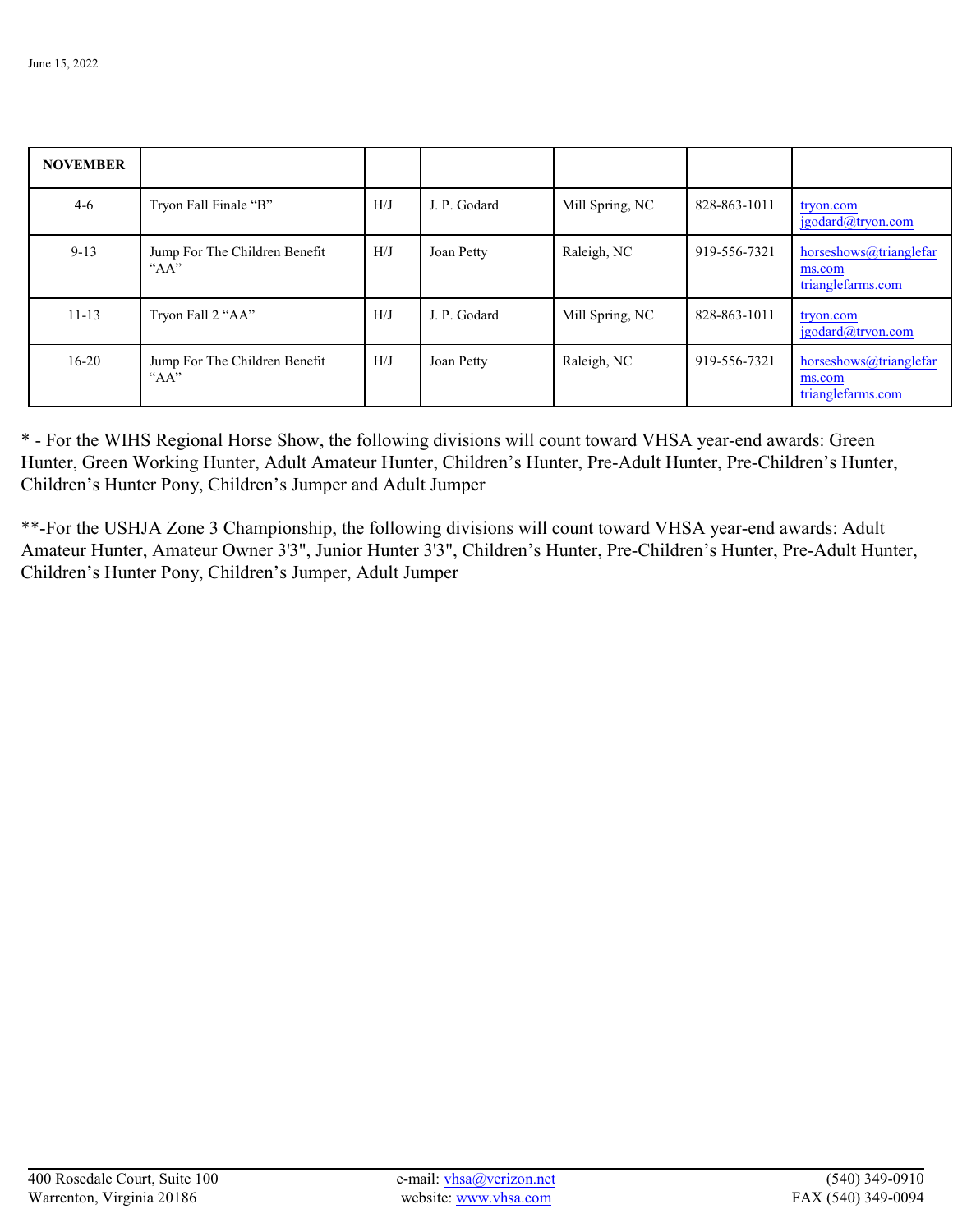| NOVEMBER | | | | | | |
|---|---|---|---|---|---|---|
| 4-6 | Tryon Fall Finale "B" | H/J | J. P. Godard | Mill Spring, NC | 828-863-1011 | tryon.com jgodard@tryon.com |
| 9-13 | Jump For The Children Benefit "AA" | H/J | Joan Petty | Raleigh, NC | 919-556-7321 | horseshows@trianglefarms.com trianglefarms.com |
| 11-13 | Tryon Fall 2 "AA" | H/J | J. P. Godard | Mill Spring, NC | 828-863-1011 | tryon.com jgodard@tryon.com |
| 16-20 | Jump For The Children Benefit "AA" | H/J | Joan Petty | Raleigh, NC | 919-556-7321 | horseshows@trianglefarms.com trianglefarms.com |

* - For the WIHS Regional Horse Show, the following divisions will count toward VHSA year-end awards: Green Hunter, Green Working Hunter, Adult Amateur Hunter, Children's Hunter, Pre-Adult Hunter, Pre-Children's Hunter, Children's Hunter Pony, Children's Jumper and Adult Jumper

**-For the USHJA Zone 3 Championship, the following divisions will count toward VHSA year-end awards: Adult Amateur Hunter, Amateur Owner 3'3", Junior Hunter 3'3", Children's Hunter, Pre-Children's Hunter, Pre-Adult Hunter, Children's Hunter Pony, Children's Jumper, Adult Jumper